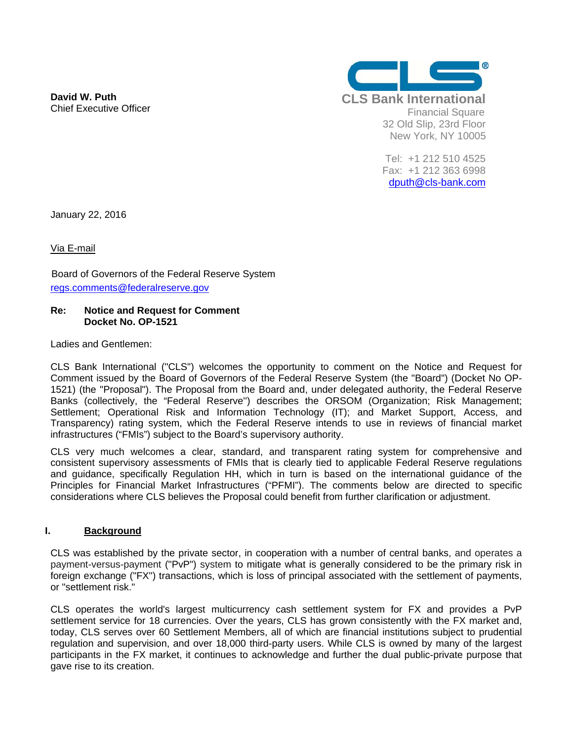**David W. Puth**
Chief Executive Officer

CLS Bank International
Financial Square
32 Old Slip, 23rd Floor
New York, NY 10005

Tel: +1 212 510 4525
Fax: +1 212 363 6998
dputh@cls-bank.com

January 22, 2016

Via E-mail

Board of Governors of the Federal Reserve System
regs.comments@federalreserve.gov

**Re: Notice and Request for Comment**
**Docket No. OP-1521**

Ladies and Gentlemen:

CLS Bank International ("CLS") welcomes the opportunity to comment on the Notice and Request for Comment issued by the Board of Governors of the Federal Reserve System (the "Board") (Docket No OP-1521) (the "Proposal"). The Proposal from the Board and, under delegated authority, the Federal Reserve Banks (collectively, the "Federal Reserve") describes the ORSOM (Organization; Risk Management; Settlement; Operational Risk and Information Technology (IT); and Market Support, Access, and Transparency) rating system, which the Federal Reserve intends to use in reviews of financial market infrastructures ("FMIs") subject to the Board's supervisory authority.

CLS very much welcomes a clear, standard, and transparent rating system for comprehensive and consistent supervisory assessments of FMIs that is clearly tied to applicable Federal Reserve regulations and guidance, specifically Regulation HH, which in turn is based on the international guidance of the Principles for Financial Market Infrastructures ("PFMI"). The comments below are directed to specific considerations where CLS believes the Proposal could benefit from further clarification or adjustment.

## I. Background

CLS was established by the private sector, in cooperation with a number of central banks, and operates a payment-versus-payment ("PvP") system to mitigate what is generally considered to be the primary risk in foreign exchange ("FX") transactions, which is loss of principal associated with the settlement of payments, or "settlement risk."

CLS operates the world's largest multicurrency cash settlement system for FX and provides a PvP settlement service for 18 currencies. Over the years, CLS has grown consistently with the FX market and, today, CLS serves over 60 Settlement Members, all of which are financial institutions subject to prudential regulation and supervision, and over 18,000 third-party users. While CLS is owned by many of the largest participants in the FX market, it continues to acknowledge and further the dual public-private purpose that gave rise to its creation.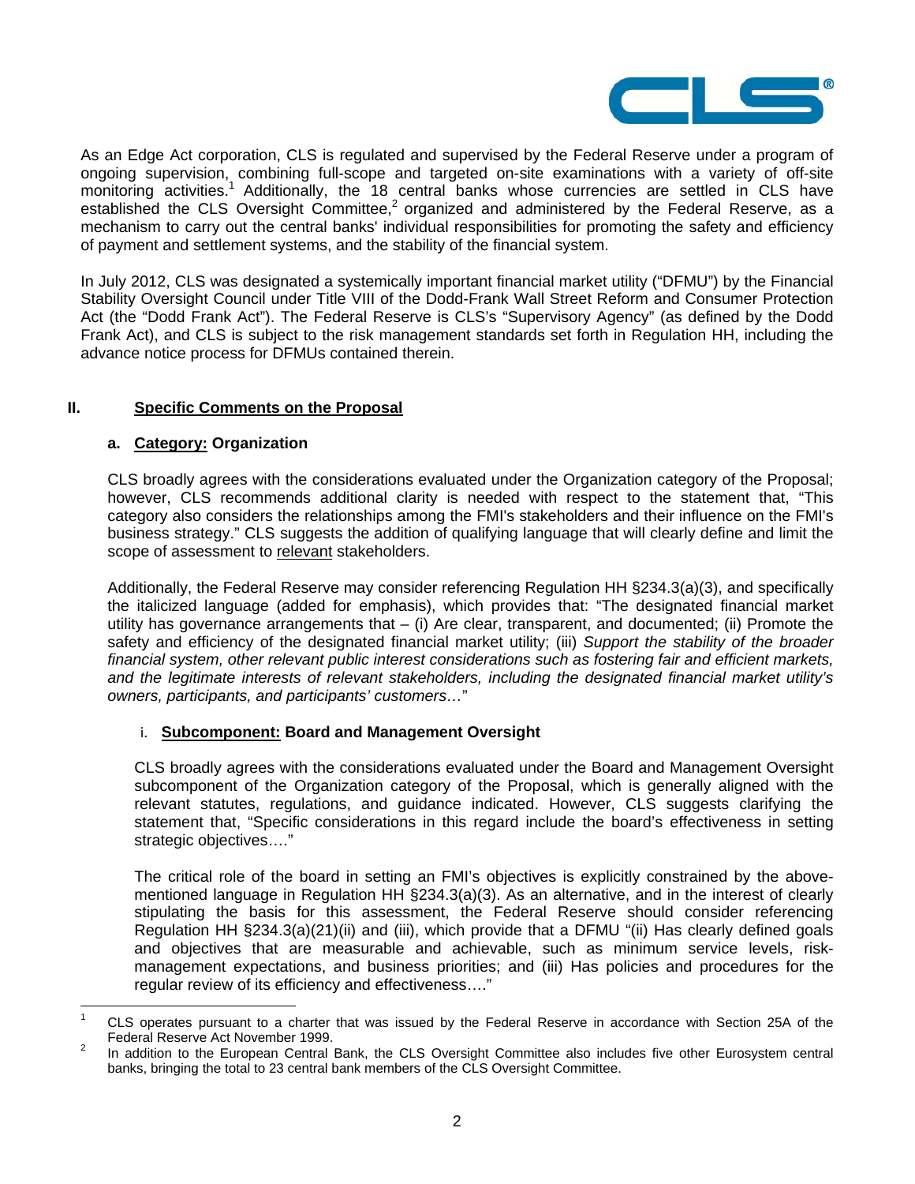As an Edge Act corporation, CLS is regulated and supervised by the Federal Reserve under a program of ongoing supervision, combining full-scope and targeted on-site examinations with a variety of off-site monitoring activities.[1] Additionally, the 18 central banks whose currencies are settled in CLS have established the CLS Oversight Committee,[2] organized and administered by the Federal Reserve, as a mechanism to carry out the central banks' individual responsibilities for promoting the safety and efficiency of payment and settlement systems, and the stability of the financial system.

In July 2012, CLS was designated a systemically important financial market utility ("DFMU") by the Financial Stability Oversight Council under Title VIII of the Dodd-Frank Wall Street Reform and Consumer Protection Act (the "Dodd Frank Act"). The Federal Reserve is CLS's "Supervisory Agency" (as defined by the Dodd Frank Act), and CLS is subject to the risk management standards set forth in Regulation HH, including the advance notice process for DFMUs contained therein.

## II. Specific Comments on the Proposal

### a. Category: Organization

CLS broadly agrees with the considerations evaluated under the Organization category of the Proposal; however, CLS recommends additional clarity is needed with respect to the statement that, "This category also considers the relationships among the FMI's stakeholders and their influence on the FMI's business strategy." CLS suggests the addition of qualifying language that will clearly define and limit the scope of assessment to relevant stakeholders.

Additionally, the Federal Reserve may consider referencing Regulation HH §234.3(a)(3), and specifically the italicized language (added for emphasis), which provides that: "The designated financial market utility has governance arrangements that – (i) Are clear, transparent, and documented; (ii) Promote the safety and efficiency of the designated financial market utility; (iii) *Support the stability of the broader financial system, other relevant public interest considerations such as fostering fair and efficient markets, and the legitimate interests of relevant stakeholders, including the designated financial market utility's owners, participants, and participants' customers…*"

#### i. Subcomponent: Board and Management Oversight

CLS broadly agrees with the considerations evaluated under the Board and Management Oversight subcomponent of the Organization category of the Proposal, which is generally aligned with the relevant statutes, regulations, and guidance indicated. However, CLS suggests clarifying the statement that, "Specific considerations in this regard include the board's effectiveness in setting strategic objectives…."

The critical role of the board in setting an FMI's objectives is explicitly constrained by the above-mentioned language in Regulation HH §234.3(a)(3). As an alternative, and in the interest of clearly stipulating the basis for this assessment, the Federal Reserve should consider referencing Regulation HH §234.3(a)(21)(ii) and (iii), which provide that a DFMU "(ii) Has clearly defined goals and objectives that are measurable and achievable, such as minimum service levels, risk-management expectations, and business priorities; and (iii) Has policies and procedures for the regular review of its efficiency and effectiveness…."

---

[1] CLS operates pursuant to a charter that was issued by the Federal Reserve in accordance with Section 25A of the Federal Reserve Act November 1999.

[2] In addition to the European Central Bank, the CLS Oversight Committee also includes five other Eurosystem central banks, bringing the total to 23 central bank members of the CLS Oversight Committee.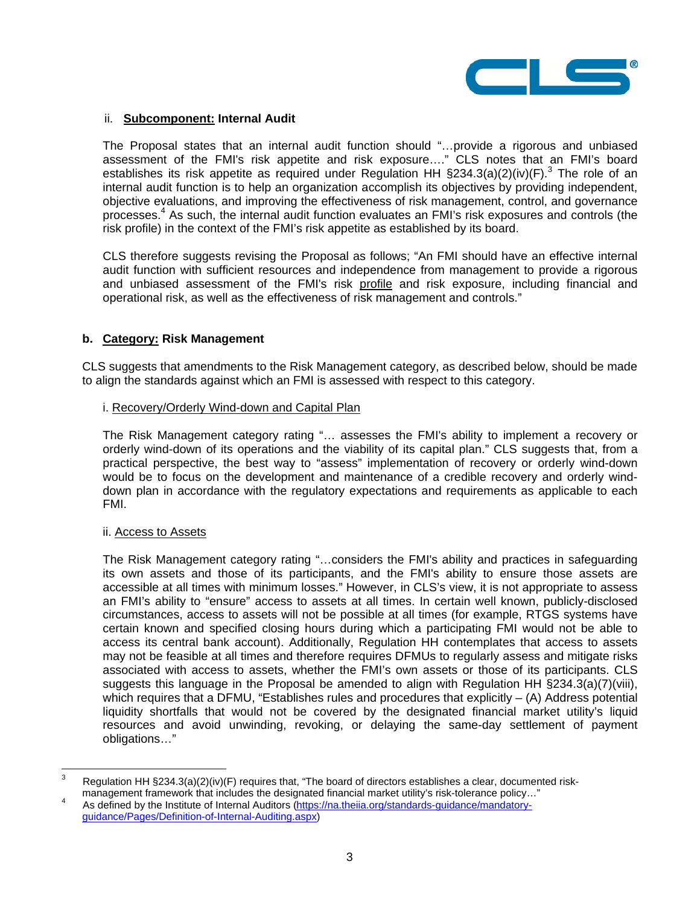ii. **<u>Subcomponent:</u> Internal Audit**

The Proposal states that an internal audit function should "…provide a rigorous and unbiased assessment of the FMI's risk appetite and risk exposure…." CLS notes that an FMI's board establishes its risk appetite as required under Regulation HH §234.3(a)(2)(iv)(F).[3] The role of an internal audit function is to help an organization accomplish its objectives by providing independent, objective evaluations, and improving the effectiveness of risk management, control, and governance processes.[4] As such, the internal audit function evaluates an FMI's risk exposures and controls (the risk profile) in the context of the FMI's risk appetite as established by its board.

CLS therefore suggests revising the Proposal as follows; "An FMI should have an effective internal audit function with sufficient resources and independence from management to provide a rigorous and unbiased assessment of the FMI's risk <u>profile</u> and risk exposure, including financial and operational risk, as well as the effectiveness of risk management and controls."

**b. <u>Category:</u> Risk Management**

CLS suggests that amendments to the Risk Management category, as described below, should be made to align the standards against which an FMI is assessed with respect to this category.

i. <u>Recovery/Orderly Wind-down and Capital Plan</u>

The Risk Management category rating "… assesses the FMI's ability to implement a recovery or orderly wind-down of its operations and the viability of its capital plan." CLS suggests that, from a practical perspective, the best way to "assess" implementation of recovery or orderly wind-down would be to focus on the development and maintenance of a credible recovery and orderly wind-down plan in accordance with the regulatory expectations and requirements as applicable to each FMI.

ii. <u>Access to Assets</u>

The Risk Management category rating "…considers the FMI's ability and practices in safeguarding its own assets and those of its participants, and the FMI's ability to ensure those assets are accessible at all times with minimum losses." However, in CLS's view, it is not appropriate to assess an FMI's ability to "ensure" access to assets at all times. In certain well known, publicly-disclosed circumstances, access to assets will not be possible at all times (for example, RTGS systems have certain known and specified closing hours during which a participating FMI would not be able to access its central bank account). Additionally, Regulation HH contemplates that access to assets may not be feasible at all times and therefore requires DFMUs to regularly assess and mitigate risks associated with access to assets, whether the FMI's own assets or those of its participants. CLS suggests this language in the Proposal be amended to align with Regulation HH §234.3(a)(7)(viii), which requires that a DFMU, "Establishes rules and procedures that explicitly – (A) Address potential liquidity shortfalls that would not be covered by the designated financial market utility's liquid resources and avoid unwinding, revoking, or delaying the same-day settlement of payment obligations…"

---

[3] Regulation HH §234.3(a)(2)(iv)(F) requires that, "The board of directors establishes a clear, documented risk-management framework that includes the designated financial market utility's risk-tolerance policy…"

[4] As defined by the Institute of Internal Auditors (https://na.theiia.org/standards-guidance/mandatory-guidance/Pages/Definition-of-Internal-Auditing.aspx)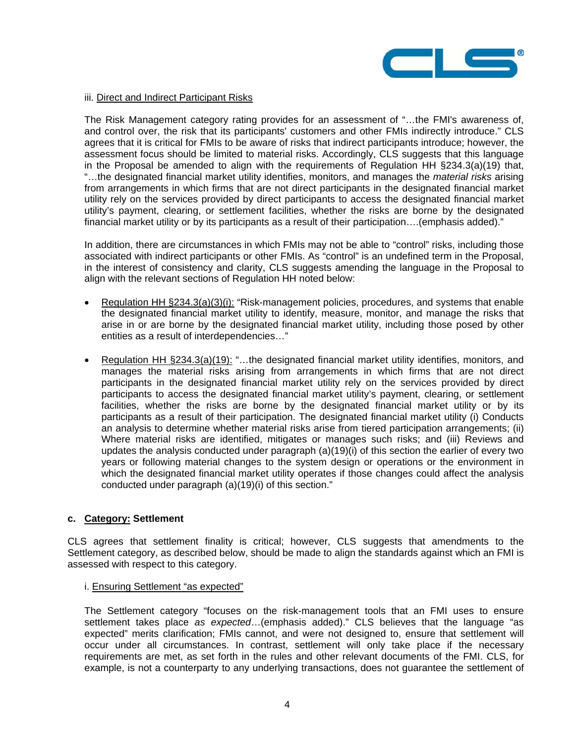iii. Direct and Indirect Participant Risks

The Risk Management category rating provides for an assessment of "…the FMI's awareness of, and control over, the risk that its participants' customers and other FMIs indirectly introduce." CLS agrees that it is critical for FMIs to be aware of risks that indirect participants introduce; however, the assessment focus should be limited to material risks. Accordingly, CLS suggests that this language in the Proposal be amended to align with the requirements of Regulation HH §234.3(a)(19) that, "…the designated financial market utility identifies, monitors, and manages the *material risks* arising from arrangements in which firms that are not direct participants in the designated financial market utility rely on the services provided by direct participants to access the designated financial market utility's payment, clearing, or settlement facilities, whether the risks are borne by the designated financial market utility or by its participants as a result of their participation….(emphasis added)."

In addition, there are circumstances in which FMIs may not be able to "control" risks, including those associated with indirect participants or other FMIs. As "control" is an undefined term in the Proposal, in the interest of consistency and clarity, CLS suggests amending the language in the Proposal to align with the relevant sections of Regulation HH noted below:

- Regulation HH §234.3(a)(3)(i): "Risk-management policies, procedures, and systems that enable the designated financial market utility to identify, measure, monitor, and manage the risks that arise in or are borne by the designated financial market utility, including those posed by other entities as a result of interdependencies…"
- Regulation HH §234.3(a)(19): "…the designated financial market utility identifies, monitors, and manages the material risks arising from arrangements in which firms that are not direct participants in the designated financial market utility rely on the services provided by direct participants to access the designated financial market utility's payment, clearing, or settlement facilities, whether the risks are borne by the designated financial market utility or by its participants as a result of their participation. The designated financial market utility (i) Conducts an analysis to determine whether material risks arise from tiered participation arrangements; (ii) Where material risks are identified, mitigates or manages such risks; and (iii) Reviews and updates the analysis conducted under paragraph (a)(19)(i) of this section the earlier of every two years or following material changes to the system design or operations or the environment in which the designated financial market utility operates if those changes could affect the analysis conducted under paragraph (a)(19)(i) of this section."

**c. Category: Settlement**

CLS agrees that settlement finality is critical; however, CLS suggests that amendments to the Settlement category, as described below, should be made to align the standards against which an FMI is assessed with respect to this category.

i. Ensuring Settlement "as expected"

The Settlement category "focuses on the risk-management tools that an FMI uses to ensure settlement takes place *as expected*…(emphasis added)." CLS believes that the language "as expected" merits clarification; FMIs cannot, and were not designed to, ensure that settlement will occur under all circumstances. In contrast, settlement will only take place if the necessary requirements are met, as set forth in the rules and other relevant documents of the FMI. CLS, for example, is not a counterparty to any underlying transactions, does not guarantee the settlement of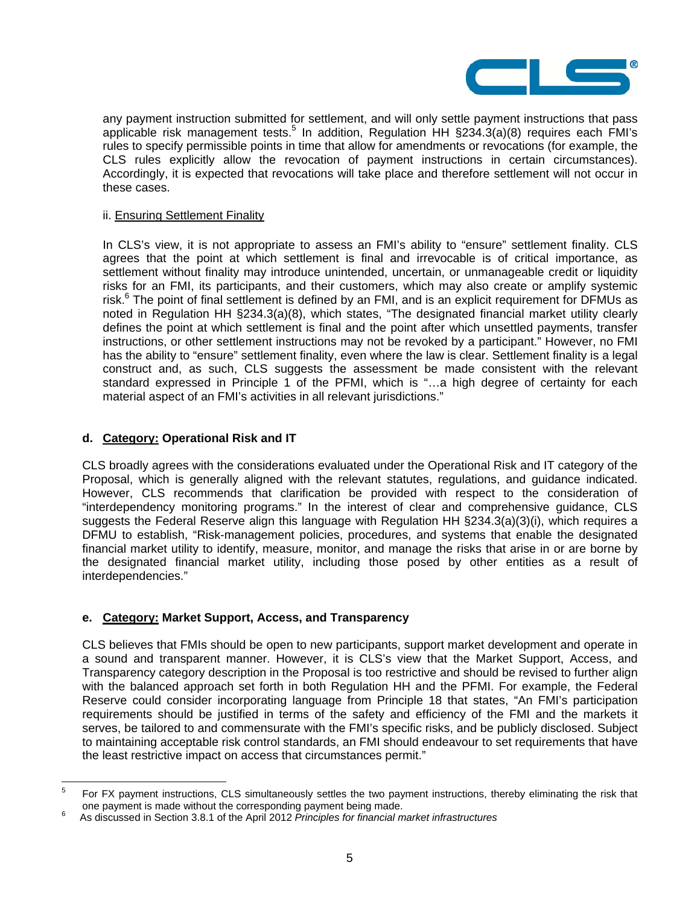any payment instruction submitted for settlement, and will only settle payment instructions that pass applicable risk management tests.[5] In addition, Regulation HH §234.3(a)(8) requires each FMI's rules to specify permissible points in time that allow for amendments or revocations (for example, the CLS rules explicitly allow the revocation of payment instructions in certain circumstances). Accordingly, it is expected that revocations will take place and therefore settlement will not occur in these cases.

ii. Ensuring Settlement Finality

In CLS's view, it is not appropriate to assess an FMI's ability to "ensure" settlement finality. CLS agrees that the point at which settlement is final and irrevocable is of critical importance, as settlement without finality may introduce unintended, uncertain, or unmanageable credit or liquidity risks for an FMI, its participants, and their customers, which may also create or amplify systemic risk.[6] The point of final settlement is defined by an FMI, and is an explicit requirement for DFMUs as noted in Regulation HH §234.3(a)(8), which states, "The designated financial market utility clearly defines the point at which settlement is final and the point after which unsettled payments, transfer instructions, or other settlement instructions may not be revoked by a participant." However, no FMI has the ability to "ensure" settlement finality, even where the law is clear. Settlement finality is a legal construct and, as such, CLS suggests the assessment be made consistent with the relevant standard expressed in Principle 1 of the PFMI, which is "…a high degree of certainty for each material aspect of an FMI's activities in all relevant jurisdictions."

**d. Category: Operational Risk and IT**

CLS broadly agrees with the considerations evaluated under the Operational Risk and IT category of the Proposal, which is generally aligned with the relevant statutes, regulations, and guidance indicated. However, CLS recommends that clarification be provided with respect to the consideration of "interdependency monitoring programs." In the interest of clear and comprehensive guidance, CLS suggests the Federal Reserve align this language with Regulation HH §234.3(a)(3)(i), which requires a DFMU to establish, "Risk-management policies, procedures, and systems that enable the designated financial market utility to identify, measure, monitor, and manage the risks that arise in or are borne by the designated financial market utility, including those posed by other entities as a result of interdependencies."

**e. Category: Market Support, Access, and Transparency**

CLS believes that FMIs should be open to new participants, support market development and operate in a sound and transparent manner. However, it is CLS's view that the Market Support, Access, and Transparency category description in the Proposal is too restrictive and should be revised to further align with the balanced approach set forth in both Regulation HH and the PFMI. For example, the Federal Reserve could consider incorporating language from Principle 18 that states, "An FMI's participation requirements should be justified in terms of the safety and efficiency of the FMI and the markets it serves, be tailored to and commensurate with the FMI's specific risks, and be publicly disclosed. Subject to maintaining acceptable risk control standards, an FMI should endeavour to set requirements that have the least restrictive impact on access that circumstances permit."

---

[5] For FX payment instructions, CLS simultaneously settles the two payment instructions, thereby eliminating the risk that one payment is made without the corresponding payment being made.

[6] As discussed in Section 3.8.1 of the April 2012 *Principles for financial market infrastructures*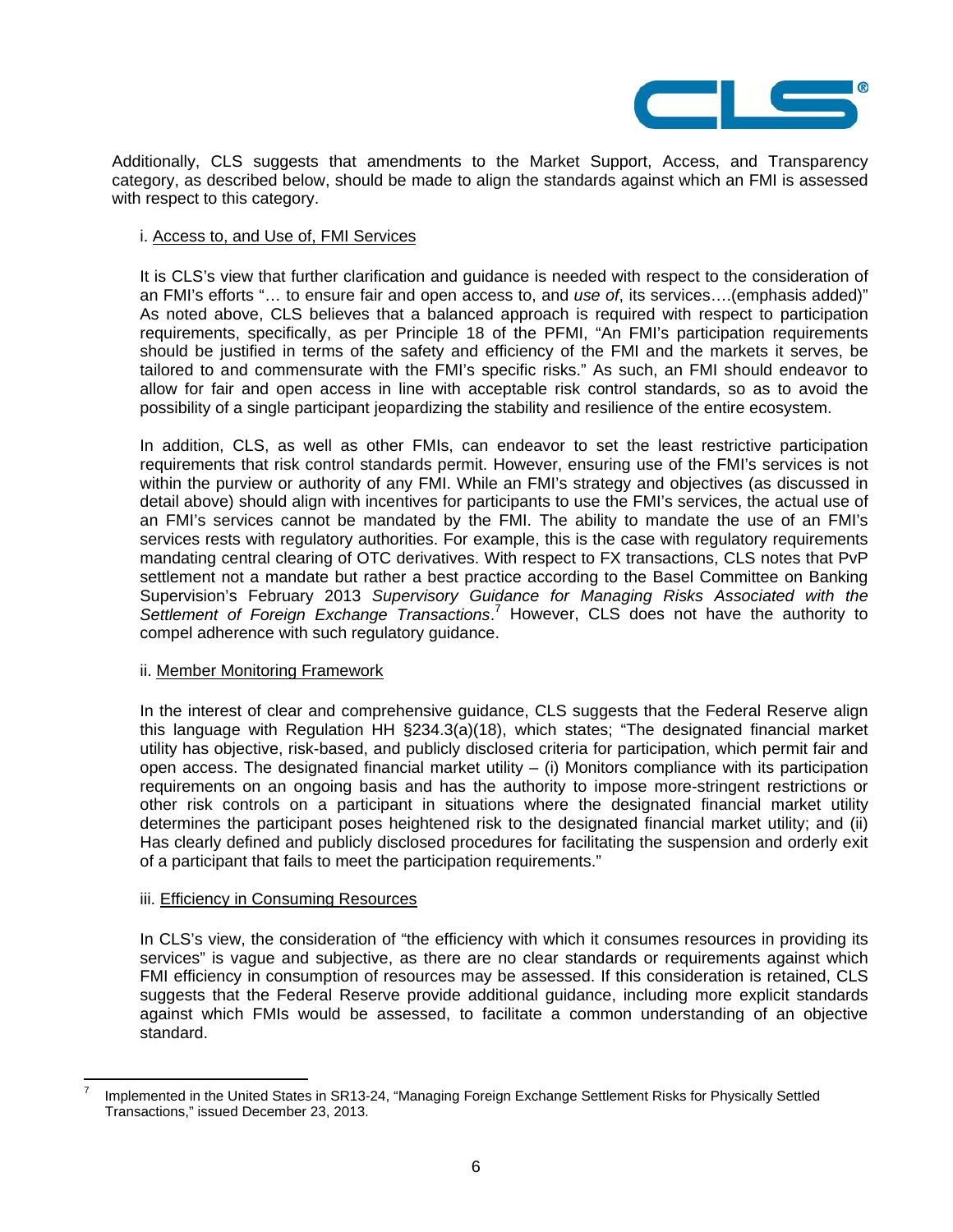Additionally, CLS suggests that amendments to the Market Support, Access, and Transparency category, as described below, should be made to align the standards against which an FMI is assessed with respect to this category.

i. <u>Access to, and Use of, FMI Services</u>

It is CLS's view that further clarification and guidance is needed with respect to the consideration of an FMI's efforts "… to ensure fair and open access to, and *use of*, its services….(emphasis added)" As noted above, CLS believes that a balanced approach is required with respect to participation requirements, specifically, as per Principle 18 of the PFMI, "An FMI's participation requirements should be justified in terms of the safety and efficiency of the FMI and the markets it serves, be tailored to and commensurate with the FMI's specific risks." As such, an FMI should endeavor to allow for fair and open access in line with acceptable risk control standards, so as to avoid the possibility of a single participant jeopardizing the stability and resilience of the entire ecosystem.

In addition, CLS, as well as other FMIs, can endeavor to set the least restrictive participation requirements that risk control standards permit. However, ensuring use of the FMI's services is not within the purview or authority of any FMI. While an FMI's strategy and objectives (as discussed in detail above) should align with incentives for participants to use the FMI's services, the actual use of an FMI's services cannot be mandated by the FMI. The ability to mandate the use of an FMI's services rests with regulatory authorities. For example, this is the case with regulatory requirements mandating central clearing of OTC derivatives. With respect to FX transactions, CLS notes that PvP settlement not a mandate but rather a best practice according to the Basel Committee on Banking Supervision's February 2013 *Supervisory Guidance for Managing Risks Associated with the Settlement of Foreign Exchange Transactions*.[7] However, CLS does not have the authority to compel adherence with such regulatory guidance.

ii. <u>Member Monitoring Framework</u>

In the interest of clear and comprehensive guidance, CLS suggests that the Federal Reserve align this language with Regulation HH §234.3(a)(18), which states; "The designated financial market utility has objective, risk-based, and publicly disclosed criteria for participation, which permit fair and open access. The designated financial market utility – (i) Monitors compliance with its participation requirements on an ongoing basis and has the authority to impose more-stringent restrictions or other risk controls on a participant in situations where the designated financial market utility determines the participant poses heightened risk to the designated financial market utility; and (ii) Has clearly defined and publicly disclosed procedures for facilitating the suspension and orderly exit of a participant that fails to meet the participation requirements."

iii. <u>Efficiency in Consuming Resources</u>

In CLS's view, the consideration of "the efficiency with which it consumes resources in providing its services" is vague and subjective, as there are no clear standards or requirements against which FMI efficiency in consumption of resources may be assessed. If this consideration is retained, CLS suggests that the Federal Reserve provide additional guidance, including more explicit standards against which FMIs would be assessed, to facilitate a common understanding of an objective standard.

---

[7] Implemented in the United States in SR13-24, "Managing Foreign Exchange Settlement Risks for Physically Settled Transactions," issued December 23, 2013.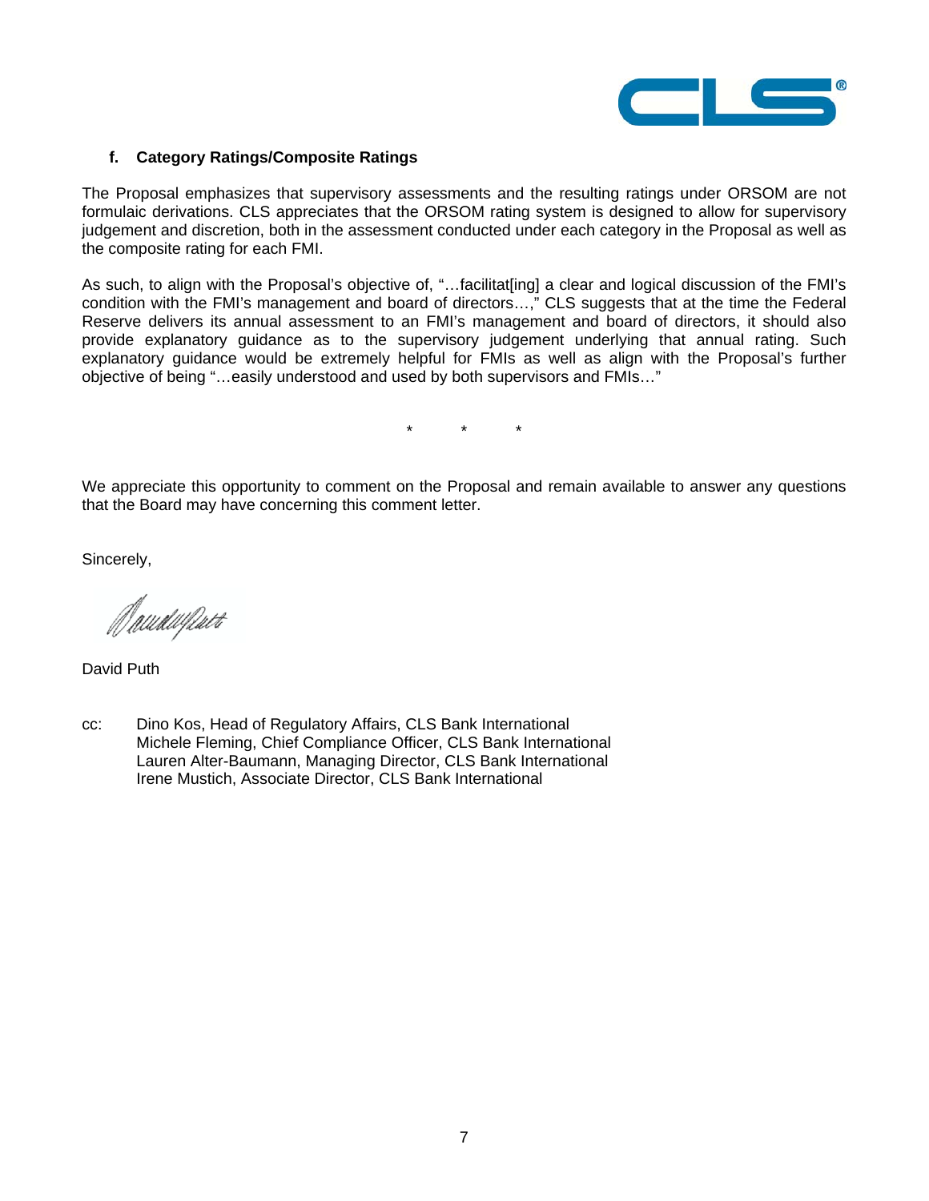### f. Category Ratings/Composite Ratings

The Proposal emphasizes that supervisory assessments and the resulting ratings under ORSOM are not formulaic derivations. CLS appreciates that the ORSOM rating system is designed to allow for supervisory judgement and discretion, both in the assessment conducted under each category in the Proposal as well as the composite rating for each FMI.

As such, to align with the Proposal's objective of, "…facilitat[ing] a clear and logical discussion of the FMI's condition with the FMI's management and board of directors…," CLS suggests that at the time the Federal Reserve delivers its annual assessment to an FMI's management and board of directors, it should also provide explanatory guidance as to the supervisory judgement underlying that annual rating. Such explanatory guidance would be extremely helpful for FMIs as well as align with the Proposal's further objective of being "…easily understood and used by both supervisors and FMIs…"

\* \* \*

We appreciate this opportunity to comment on the Proposal and remain available to answer any questions that the Board may have concerning this comment letter.

Sincerely,

David Puth

cc: Dino Kos, Head of Regulatory Affairs, CLS Bank International
Michele Fleming, Chief Compliance Officer, CLS Bank International
Lauren Alter-Baumann, Managing Director, CLS Bank International
Irene Mustich, Associate Director, CLS Bank International